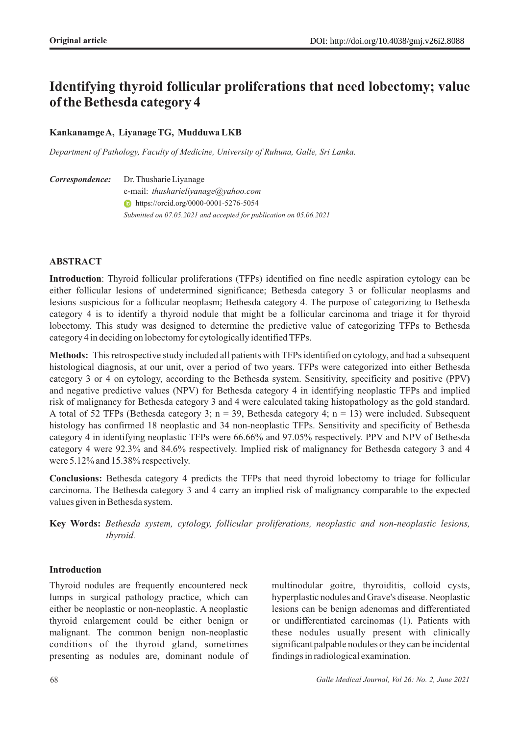Original article

DOI: http://doi.org/10.4038/gmj.v26i2.8088

# Identifying thyroid follicular proliferations that need lobectomy; value of the Bethesda category 4

**Kankanamge A, Liyanage TG, Mudduwa LKB**

*Department of Pathology, Faculty of Medicine, University of Ruhuna, Galle, Sri Lanka.*

***Correspondence:*** Dr. Thusharie Liyanage
e-mail: *thusharieliyanage@yahoo.com*
https://orcid.org/0000-0001-5276-5054
*Submitted on 07.05.2021 and accepted for publication on 05.06.2021*

## ABSTRACT

**Introduction**: Thyroid follicular proliferations (TFPs) identified on fine needle aspiration cytology can be either follicular lesions of undetermined significance; Bethesda category 3 or follicular neoplasms and lesions suspicious for a follicular neoplasm; Bethesda category 4. The purpose of categorizing to Bethesda category 4 is to identify a thyroid nodule that might be a follicular carcinoma and triage it for thyroid lobectomy. This study was designed to determine the predictive value of categorizing TFPs to Bethesda category 4 in deciding on lobectomy for cytologically identified TFPs.

**Methods:** This retrospective study included all patients with TFPs identified on cytology, and had a subsequent histological diagnosis, at our unit, over a period of two years. TFPs were categorized into either Bethesda category 3 or 4 on cytology, according to the Bethesda system. Sensitivity, specificity and positive (PPV) and negative predictive values (NPV) for Bethesda category 4 in identifying neoplastic TFPs and implied risk of malignancy for Bethesda category 3 and 4 were calculated taking histopathology as the gold standard. A total of 52 TFPs (Bethesda category 3; n = 39, Bethesda category 4; n = 13) were included. Subsequent histology has confirmed 18 neoplastic and 34 non-neoplastic TFPs. Sensitivity and specificity of Bethesda category 4 in identifying neoplastic TFPs were 66.66% and 97.05% respectively. PPV and NPV of Bethesda category 4 were 92.3% and 84.6% respectively. Implied risk of malignancy for Bethesda category 3 and 4 were 5.12% and 15.38% respectively.

**Conclusions:** Bethesda category 4 predicts the TFPs that need thyroid lobectomy to triage for follicular carcinoma. The Bethesda category 3 and 4 carry an implied risk of malignancy comparable to the expected values given in Bethesda system.

**Key Words:** *Bethesda system, cytology, follicular proliferations, neoplastic and non-neoplastic lesions, thyroid.*

## Introduction

Thyroid nodules are frequently encountered neck lumps in surgical pathology practice, which can either be neoplastic or non-neoplastic. A neoplastic thyroid enlargement could be either benign or malignant. The common benign non-neoplastic conditions of the thyroid gland, sometimes presenting as nodules are, dominant nodule of multinodular goitre, thyroiditis, colloid cysts, hyperplastic nodules and Grave's disease. Neoplastic lesions can be benign adenomas and differentiated or undifferentiated carcinomas (1). Patients with these nodules usually present with clinically significant palpable nodules or they can be incidental findings in radiological examination.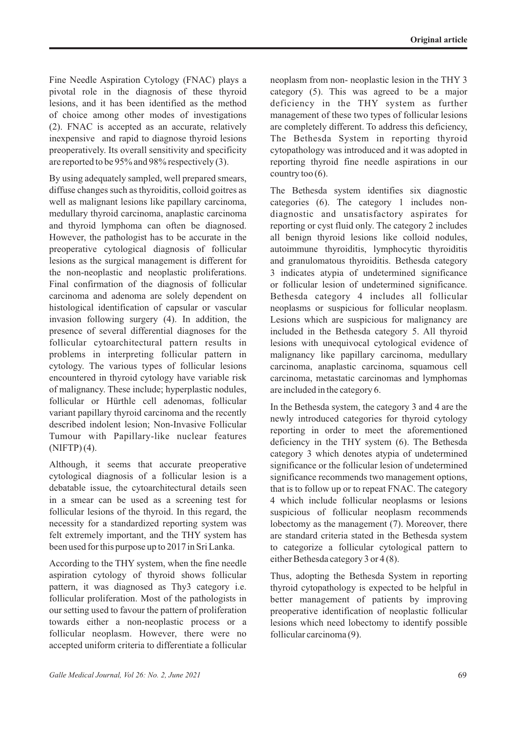Fine Needle Aspiration Cytology (FNAC) plays a pivotal role in the diagnosis of these thyroid lesions, and it has been identified as the method of choice among other modes of investigations (2). FNAC is accepted as an accurate, relatively inexpensive and rapid to diagnose thyroid lesions preoperatively. Its overall sensitivity and specificity are reported to be 95% and 98% respectively (3).

By using adequately sampled, well prepared smears, diffuse changes such as thyroiditis, colloid goitres as well as malignant lesions like papillary carcinoma, medullary thyroid carcinoma, anaplastic carcinoma and thyroid lymphoma can often be diagnosed. However, the pathologist has to be accurate in the preoperative cytological diagnosis of follicular lesions as the surgical management is different for the non-neoplastic and neoplastic proliferations. Final confirmation of the diagnosis of follicular carcinoma and adenoma are solely dependent on histological identification of capsular or vascular invasion following surgery (4). In addition, the presence of several differential diagnoses for the follicular cytoarchitectural pattern results in problems in interpreting follicular pattern in cytology. The various types of follicular lesions encountered in thyroid cytology have variable risk of malignancy. These include; hyperplastic nodules, follicular or Hürthle cell adenomas, follicular variant papillary thyroid carcinoma and the recently described indolent lesion; Non-Invasive Follicular Tumour with Papillary-like nuclear features (NIFTP) (4).

Although, it seems that accurate preoperative cytological diagnosis of a follicular lesion is a debatable issue, the cytoarchitectural details seen in a smear can be used as a screening test for follicular lesions of the thyroid. In this regard, the necessity for a standardized reporting system was felt extremely important, and the THY system has been used for this purpose up to 2017 in Sri Lanka.

According to the THY system, when the fine needle aspiration cytology of thyroid shows follicular pattern, it was diagnosed as Thy3 category i.e. follicular proliferation. Most of the pathologists in our setting used to favour the pattern of proliferation towards either a non-neoplastic process or a follicular neoplasm. However, there were no accepted uniform criteria to differentiate a follicular neoplasm from non- neoplastic lesion in the THY 3 category (5). This was agreed to be a major deficiency in the THY system as further management of these two types of follicular lesions are completely different. To address this deficiency, The Bethesda System in reporting thyroid cytopathology was introduced and it was adopted in reporting thyroid fine needle aspirations in our country too (6).

The Bethesda system identifies six diagnostic categories (6). The category 1 includes non-diagnostic and unsatisfactory aspirates for reporting or cyst fluid only. The category 2 includes all benign thyroid lesions like colloid nodules, autoimmune thyroiditis, lymphocytic thyroiditis and granulomatous thyroiditis. Bethesda category 3 indicates atypia of undetermined significance or follicular lesion of undetermined significance. Bethesda category 4 includes all follicular neoplasms or suspicious for follicular neoplasm. Lesions which are suspicious for malignancy are included in the Bethesda category 5. All thyroid lesions with unequivocal cytological evidence of malignancy like papillary carcinoma, medullary carcinoma, anaplastic carcinoma, squamous cell carcinoma, metastatic carcinomas and lymphomas are included in the category 6.

In the Bethesda system, the category 3 and 4 are the newly introduced categories for thyroid cytology reporting in order to meet the aforementioned deficiency in the THY system (6). The Bethesda category 3 which denotes atypia of undetermined significance or the follicular lesion of undetermined significance recommends two management options, that is to follow up or to repeat FNAC. The category 4 which include follicular neoplasms or lesions suspicious of follicular neoplasm recommends lobectomy as the management (7). Moreover, there are standard criteria stated in the Bethesda system to categorize a follicular cytological pattern to either Bethesda category 3 or 4 (8).

Thus, adopting the Bethesda System in reporting thyroid cytopathology is expected to be helpful in better management of patients by improving preoperative identification of neoplastic follicular lesions which need lobectomy to identify possible follicular carcinoma (9).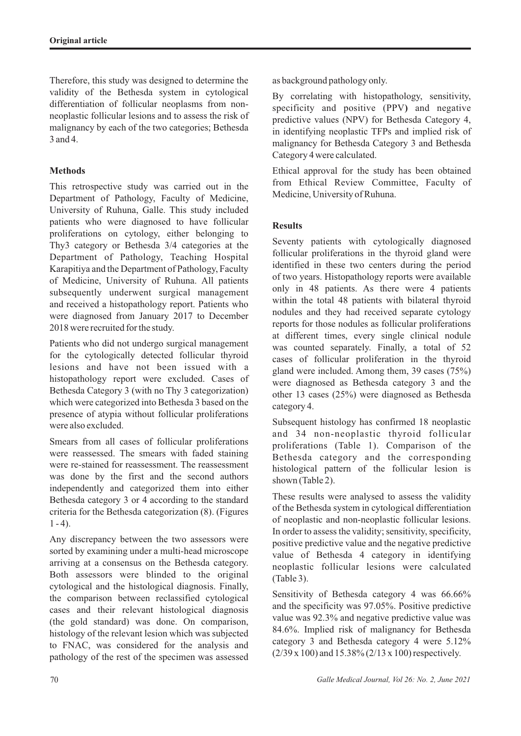Therefore, this study was designed to determine the validity of the Bethesda system in cytological differentiation of follicular neoplasms from non-neoplastic follicular lesions and to assess the risk of malignancy by each of the two categories; Bethesda 3 and 4.

## Methods

This retrospective study was carried out in the Department of Pathology, Faculty of Medicine, University of Ruhuna, Galle. This study included patients who were diagnosed to have follicular proliferations on cytology, either belonging to Thy3 category or Bethesda 3/4 categories at the Department of Pathology, Teaching Hospital Karapitiya and the Department of Pathology, Faculty of Medicine, University of Ruhuna. All patients subsequently underwent surgical management and received a histopathology report. Patients who were diagnosed from January 2017 to December 2018 were recruited for the study.

Patients who did not undergo surgical management for the cytologically detected follicular thyroid lesions and have not been issued with a histopathology report were excluded. Cases of Bethesda Category 3 (with no Thy 3 categorization) which were categorized into Bethesda 3 based on the presence of atypia without follicular proliferations were also excluded.

Smears from all cases of follicular proliferations were reassessed. The smears with faded staining were re-stained for reassessment. The reassessment was done by the first and the second authors independently and categorized them into either Bethesda category 3 or 4 according to the standard criteria for the Bethesda categorization (8). (Figures 1 - 4).

Any discrepancy between the two assessors were sorted by examining under a multi-head microscope arriving at a consensus on the Bethesda category. Both assessors were blinded to the original cytological and the histological diagnosis. Finally, the comparison between reclassified cytological cases and their relevant histological diagnosis (the gold standard) was done. On comparison, histology of the relevant lesion which was subjected to FNAC, was considered for the analysis and pathology of the rest of the specimen was assessed as background pathology only.

By correlating with histopathology, sensitivity, specificity and positive (PPV) and negative predictive values (NPV) for Bethesda Category 4, in identifying neoplastic TFPs and implied risk of malignancy for Bethesda Category 3 and Bethesda Category 4 were calculated.

Ethical approval for the study has been obtained from Ethical Review Committee, Faculty of Medicine, University of Ruhuna.

## Results

Seventy patients with cytologically diagnosed follicular proliferations in the thyroid gland were identified in these two centers during the period of two years. Histopathology reports were available only in 48 patients. As there were 4 patients within the total 48 patients with bilateral thyroid nodules and they had received separate cytology reports for those nodules as follicular proliferations at different times, every single clinical nodule was counted separately. Finally, a total of 52 cases of follicular proliferation in the thyroid gland were included. Among them, 39 cases (75%) were diagnosed as Bethesda category 3 and the other 13 cases (25%) were diagnosed as Bethesda category 4.

Subsequent histology has confirmed 18 neoplastic and 34 non-neoplastic thyroid follicular proliferations (Table 1). Comparison of the Bethesda category and the corresponding histological pattern of the follicular lesion is shown (Table 2).

These results were analysed to assess the validity of the Bethesda system in cytological differentiation of neoplastic and non-neoplastic follicular lesions. In order to assess the validity; sensitivity, specificity, positive predictive value and the negative predictive value of Bethesda 4 category in identifying neoplastic follicular lesions were calculated (Table 3).

Sensitivity of Bethesda category 4 was 66.66% and the specificity was 97.05%. Positive predictive value was 92.3% and negative predictive value was 84.6%. Implied risk of malignancy for Bethesda category 3 and Bethesda category 4 were 5.12% (2/39 x 100) and 15.38% (2/13 x 100) respectively.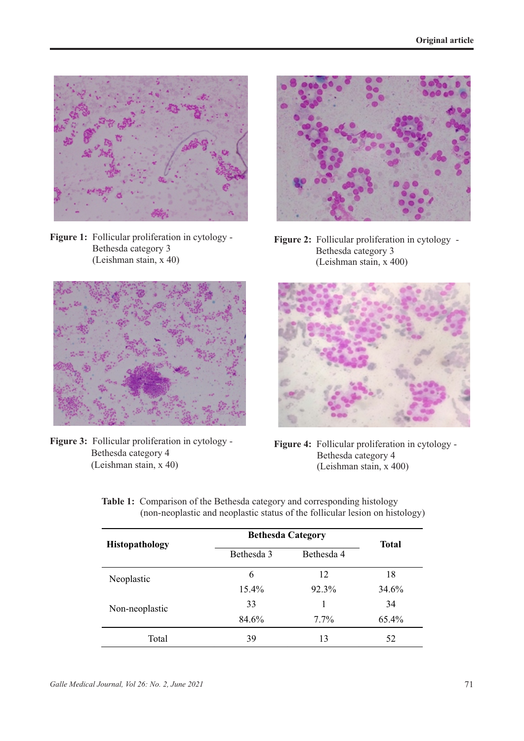**Figure 1:** Follicular proliferation in cytology - Bethesda category 3 (Leishman stain, x 40)

**Figure 2:** Follicular proliferation in cytology - Bethesda category 3 (Leishman stain, x 400)

**Figure 3:** Follicular proliferation in cytology - Bethesda category 4 (Leishman stain, x 40)

**Figure 4:** Follicular proliferation in cytology - Bethesda category 4 (Leishman stain, x 400)

**Table 1:** Comparison of the Bethesda category and corresponding histology (non-neoplastic and neoplastic status of the follicular lesion on histology)

| Histopathology | Bethesda Category | | Total |
|---|---|---|---|
| | Bethesda 3 | Bethesda 4 | |
| Neoplastic | 6 | 12 | 18 |
| | 15.4% | 92.3% | 34.6% |
| Non-neoplastic | 33 | 1 | 34 |
| | 84.6% | 7.7% | 65.4% |
| Total | 39 | 13 | 52 |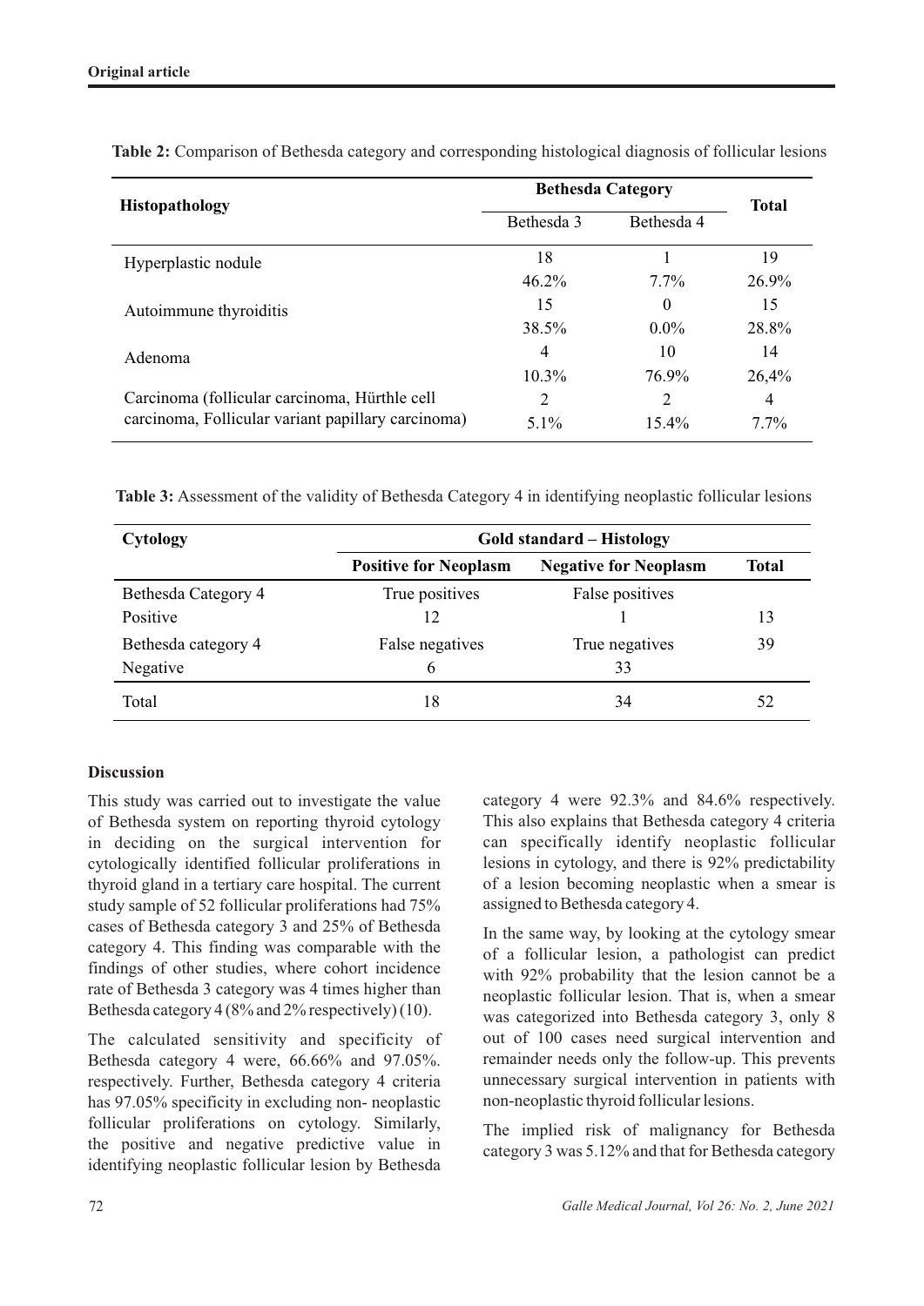**Table 2:** Comparison of Bethesda category and corresponding histological diagnosis of follicular lesions

| Histopathology | Bethesda Category | | Total |
|---|---|---|---|
| | Bethesda 3 | Bethesda 4 | |
| Hyperplastic nodule | 18<br>46.2% | 1<br>7.7% | 19<br>26.9% |
| Autoimmune thyroiditis | 15<br>38.5% | 0<br>0.0% | 15<br>28.8% |
| Adenoma | 4<br>10.3% | 10<br>76.9% | 14<br>26,4% |
| Carcinoma (follicular carcinoma, Hürthle cell carcinoma, Follicular variant papillary carcinoma) | 2<br>5.1% | 2<br>15.4% | 4<br>7.7% |

**Table 3:** Assessment of the validity of Bethesda Category 4 in identifying neoplastic follicular lesions

| Cytology | Gold standard – Histology | | |
|---|---|---|---|
| | **Positive for Neoplasm** | **Negative for Neoplasm** | **Total** |
| Bethesda Category 4 Positive | True positives<br>12 | False positives<br>1 | 13 |
| Bethesda category 4 Negative | False negatives<br>6 | True negatives<br>33 | 39 |
| Total | 18 | 34 | 52 |

## Discussion

This study was carried out to investigate the value of Bethesda system on reporting thyroid cytology in deciding on the surgical intervention for cytologically identified follicular proliferations in thyroid gland in a tertiary care hospital. The current study sample of 52 follicular proliferations had 75% cases of Bethesda category 3 and 25% of Bethesda category 4. This finding was comparable with the findings of other studies, where cohort incidence rate of Bethesda 3 category was 4 times higher than Bethesda category 4 (8% and 2% respectively) (10).

The calculated sensitivity and specificity of Bethesda category 4 were, 66.66% and 97.05%. respectively. Further, Bethesda category 4 criteria has 97.05% specificity in excluding non- neoplastic follicular proliferations on cytology. Similarly, the positive and negative predictive value in identifying neoplastic follicular lesion by Bethesda category 4 were 92.3% and 84.6% respectively. This also explains that Bethesda category 4 criteria can specifically identify neoplastic follicular lesions in cytology, and there is 92% predictability of a lesion becoming neoplastic when a smear is assigned to Bethesda category 4.

In the same way, by looking at the cytology smear of a follicular lesion, a pathologist can predict with 92% probability that the lesion cannot be a neoplastic follicular lesion. That is, when a smear was categorized into Bethesda category 3, only 8 out of 100 cases need surgical intervention and remainder needs only the follow-up. This prevents unnecessary surgical intervention in patients with non-neoplastic thyroid follicular lesions.

The implied risk of malignancy for Bethesda category 3 was 5.12% and that for Bethesda category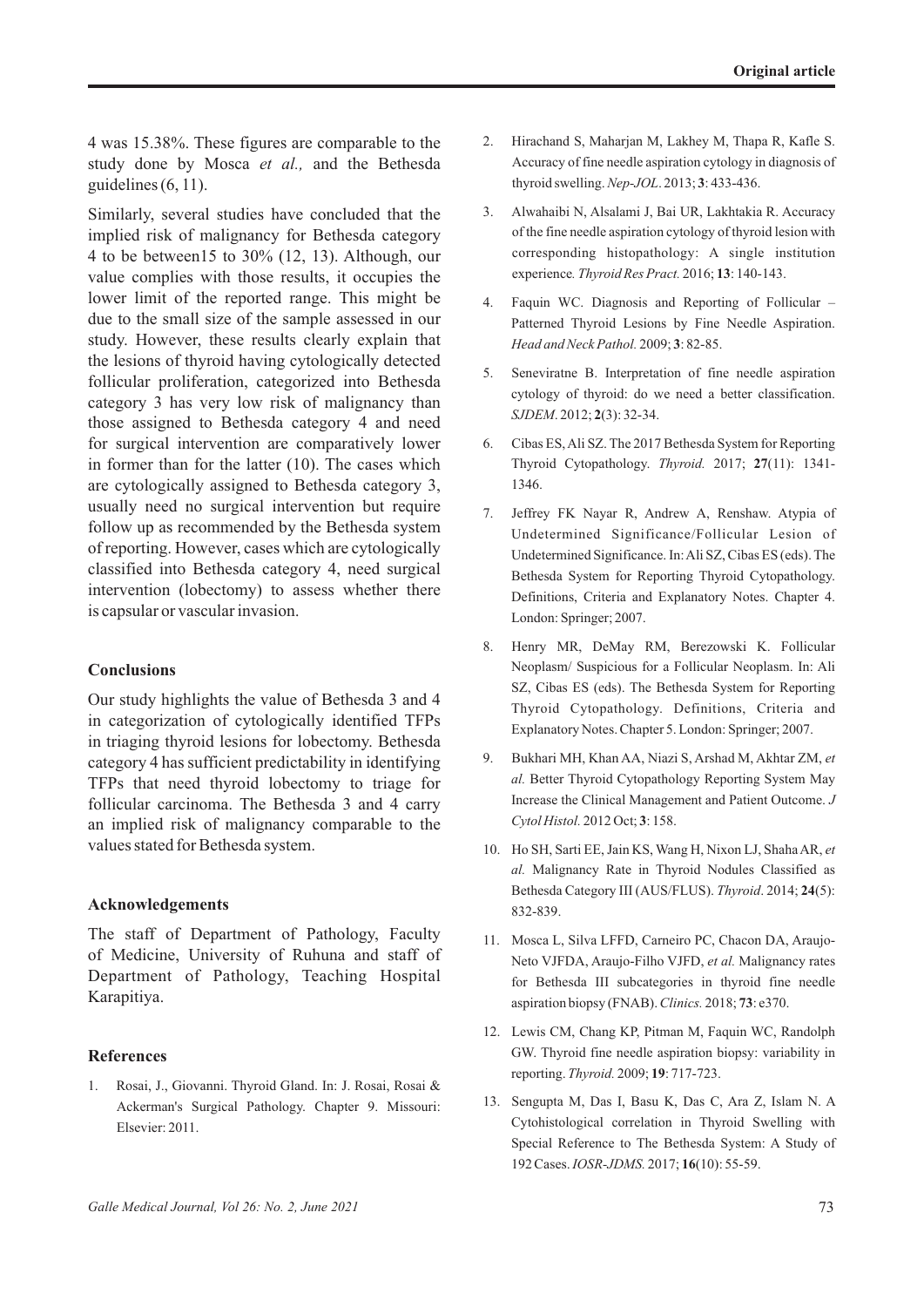4 was 15.38%. These figures are comparable to the study done by Mosca *et al.,* and the Bethesda guidelines (6, 11).

Similarly, several studies have concluded that the implied risk of malignancy for Bethesda category 4 to be between15 to 30% (12, 13). Although, our value complies with those results, it occupies the lower limit of the reported range. This might be due to the small size of the sample assessed in our study. However, these results clearly explain that the lesions of thyroid having cytologically detected follicular proliferation, categorized into Bethesda category 3 has very low risk of malignancy than those assigned to Bethesda category 4 and need for surgical intervention are comparatively lower in former than for the latter (10). The cases which are cytologically assigned to Bethesda category 3, usually need no surgical intervention but require follow up as recommended by the Bethesda system of reporting. However, cases which are cytologically classified into Bethesda category 4, need surgical intervention (lobectomy) to assess whether there is capsular or vascular invasion.

## Conclusions

Our study highlights the value of Bethesda 3 and 4 in categorization of cytologically identified TFPs in triaging thyroid lesions for lobectomy. Bethesda category 4 has sufficient predictability in identifying TFPs that need thyroid lobectomy to triage for follicular carcinoma. The Bethesda 3 and 4 carry an implied risk of malignancy comparable to the values stated for Bethesda system.

## Acknowledgements

The staff of Department of Pathology, Faculty of Medicine, University of Ruhuna and staff of Department of Pathology, Teaching Hospital Karapitiya.

## References

1. Rosai, J., Giovanni. Thyroid Gland. In: J. Rosai, Rosai & Ackerman's Surgical Pathology. Chapter 9. Missouri: Elsevier: 2011.
2. Hirachand S, Maharjan M, Lakhey M, Thapa R, Kafle S. Accuracy of fine needle aspiration cytology in diagnosis of thyroid swelling. *Nep-JOL*. 2013; **3**: 433-436.
3. Alwahaibi N, Alsalami J, Bai UR, Lakhtakia R. Accuracy of the fine needle aspiration cytology of thyroid lesion with corresponding histopathology: A single institution experience*. Thyroid Res Pract.* 2016; **13**: 140-143.
4. Faquin WC. Diagnosis and Reporting of Follicular – Patterned Thyroid Lesions by Fine Needle Aspiration. *Head and Neck Pathol.* 2009; **3**: 82-85.
5. Seneviratne B. Interpretation of fine needle aspiration cytology of thyroid: do we need a better classification. *SJDEM*. 2012; **2**(3): 32-34.
6. Cibas ES, Ali SZ. The 2017 Bethesda System for Reporting Thyroid Cytopathology. *Thyroid.* 2017; **27**(11): 1341-1346.
7. Jeffrey FK Nayar R, Andrew A, Renshaw. Atypia of Undetermined Significance/Follicular Lesion of Undetermined Significance. In: Ali SZ, Cibas ES (eds). The Bethesda System for Reporting Thyroid Cytopathology. Definitions, Criteria and Explanatory Notes. Chapter 4. London: Springer; 2007.
8. Henry MR, DeMay RM, Berezowski K. Follicular Neoplasm/ Suspicious for a Follicular Neoplasm. In: Ali SZ, Cibas ES (eds). The Bethesda System for Reporting Thyroid Cytopathology. Definitions, Criteria and Explanatory Notes. Chapter 5. London: Springer; 2007.
9. Bukhari MH, Khan AA, Niazi S, Arshad M, Akhtar ZM, *et al.* Better Thyroid Cytopathology Reporting System May Increase the Clinical Management and Patient Outcome. *J Cytol Histol.* 2012 Oct; **3**: 158.
10. Ho SH, Sarti EE, Jain KS, Wang H, Nixon LJ, Shaha AR, *et al.* Malignancy Rate in Thyroid Nodules Classified as Bethesda Category III (AUS/FLUS). *Thyroid*. 2014; **24**(5): 832-839.
11. Mosca L, Silva LFFD, Carneiro PC, Chacon DA, Araujo-Neto VJFDA, Araujo-Filho VJFD, *et al.* Malignancy rates for Bethesda III subcategories in thyroid fine needle aspiration biopsy (FNAB). *Clinics.* 2018; **73**: e370.
12. Lewis CM, Chang KP, Pitman M, Faquin WC, Randolph GW. Thyroid fine needle aspiration biopsy: variability in reporting. *Thyroid.* 2009; **19**: 717-723.
13. Sengupta M, Das I, Basu K, Das C, Ara Z, Islam N. A Cytohistological correlation in Thyroid Swelling with Special Reference to The Bethesda System: A Study of 192 Cases. *IOSR-JDMS.* 2017; **16**(10): 55-59.